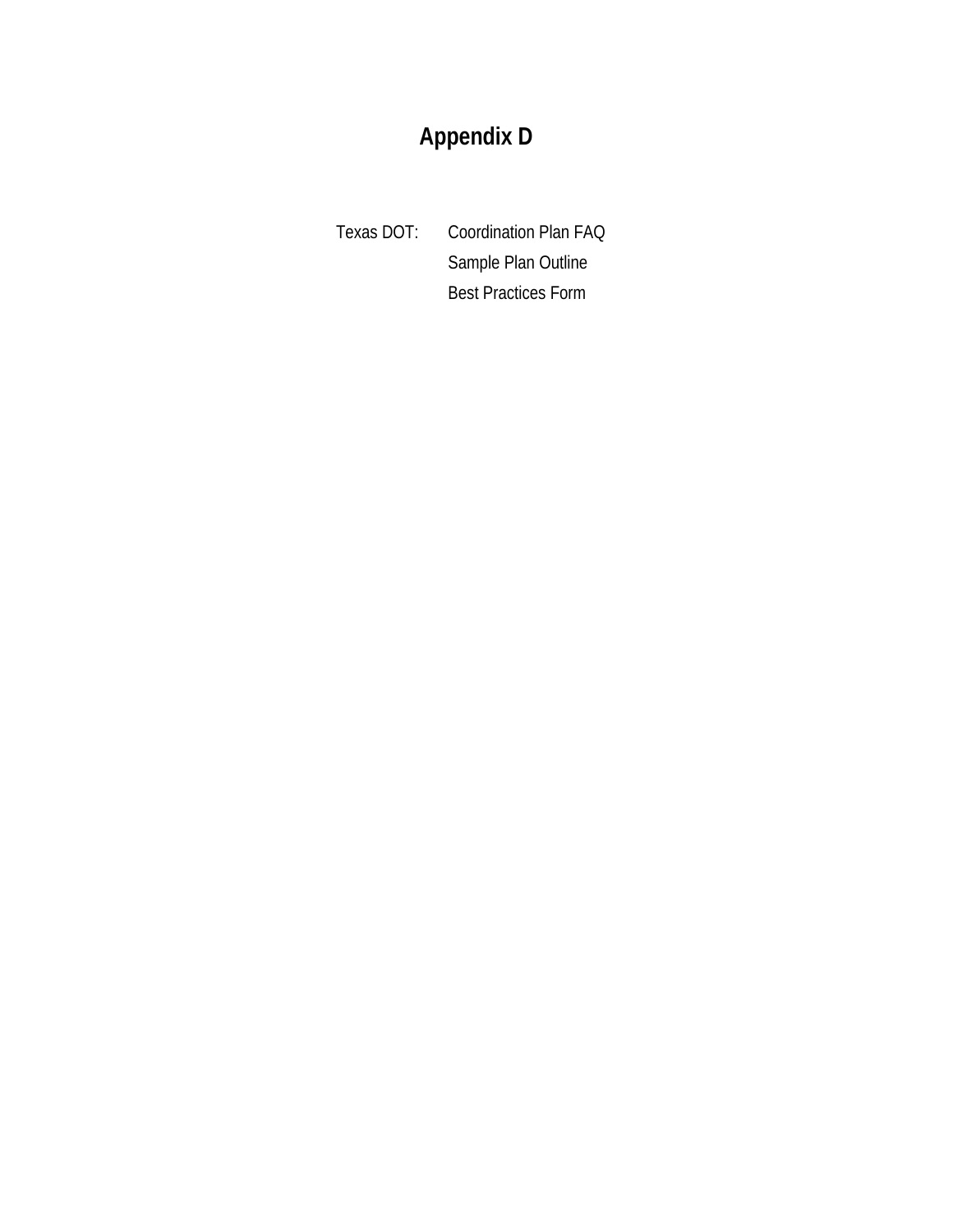# Appendix D

Texas DOT: Coordination Plan FAQ

Sample Plan Outline

Best Practices Form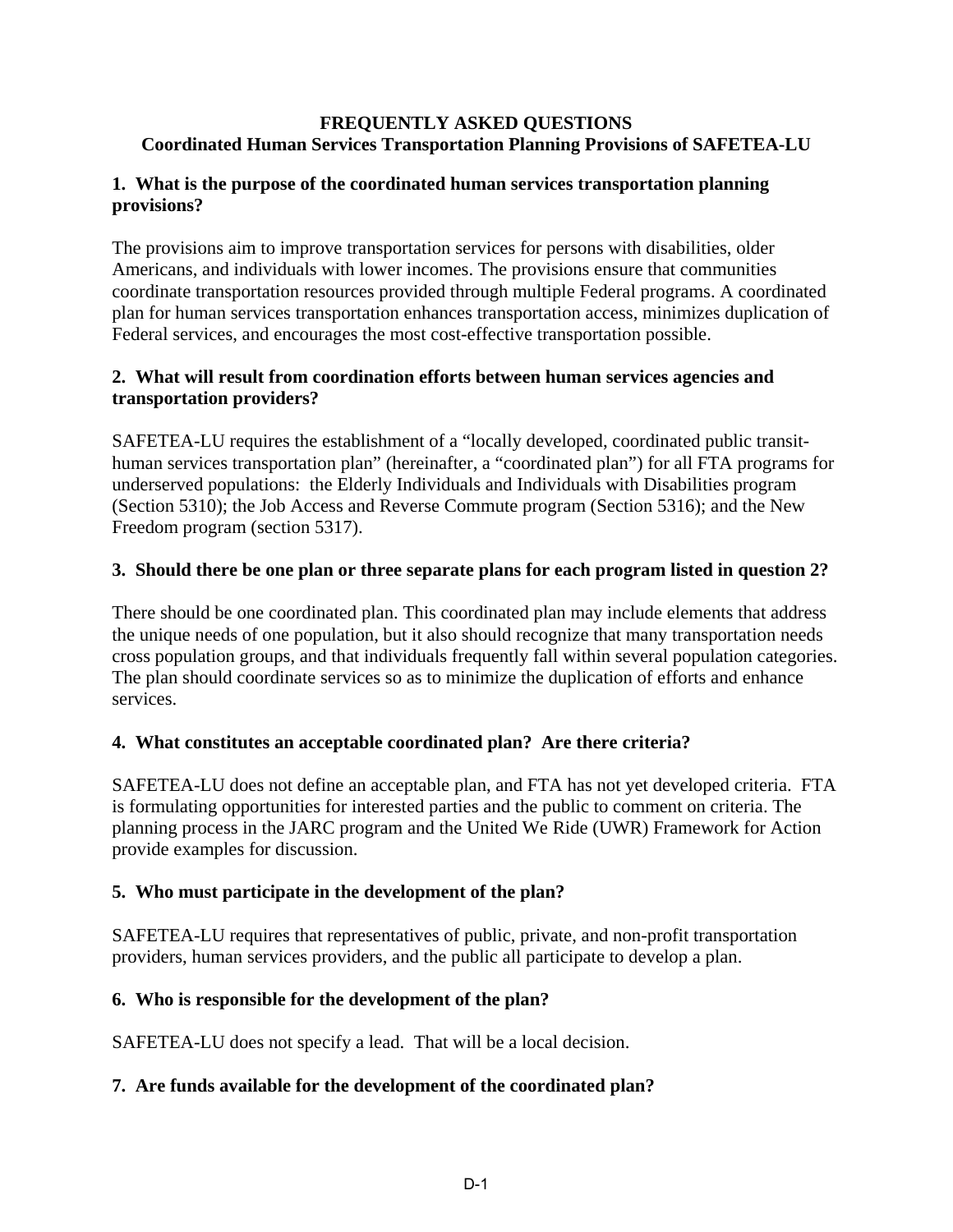**FREQUENTLY ASKED QUESTIONS**
**Coordinated Human Services Transportation Planning Provisions of SAFETEA-LU**

**1. What is the purpose of the coordinated human services transportation planning provisions?**

The provisions aim to improve transportation services for persons with disabilities, older Americans, and individuals with lower incomes. The provisions ensure that communities coordinate transportation resources provided through multiple Federal programs. A coordinated plan for human services transportation enhances transportation access, minimizes duplication of Federal services, and encourages the most cost-effective transportation possible.

**2. What will result from coordination efforts between human services agencies and transportation providers?**

SAFETEA-LU requires the establishment of a "locally developed, coordinated public transit-human services transportation plan" (hereinafter, a "coordinated plan") for all FTA programs for underserved populations: the Elderly Individuals and Individuals with Disabilities program (Section 5310); the Job Access and Reverse Commute program (Section 5316); and the New Freedom program (section 5317).

**3. Should there be one plan or three separate plans for each program listed in question 2?**

There should be one coordinated plan. This coordinated plan may include elements that address the unique needs of one population, but it also should recognize that many transportation needs cross population groups, and that individuals frequently fall within several population categories. The plan should coordinate services so as to minimize the duplication of efforts and enhance services.

**4. What constitutes an acceptable coordinated plan? Are there criteria?**

SAFETEA-LU does not define an acceptable plan, and FTA has not yet developed criteria. FTA is formulating opportunities for interested parties and the public to comment on criteria. The planning process in the JARC program and the United We Ride (UWR) Framework for Action provide examples for discussion.

**5. Who must participate in the development of the plan?**

SAFETEA-LU requires that representatives of public, private, and non-profit transportation providers, human services providers, and the public all participate to develop a plan.

**6. Who is responsible for the development of the plan?**

SAFETEA-LU does not specify a lead. That will be a local decision.

**7. Are funds available for the development of the coordinated plan?**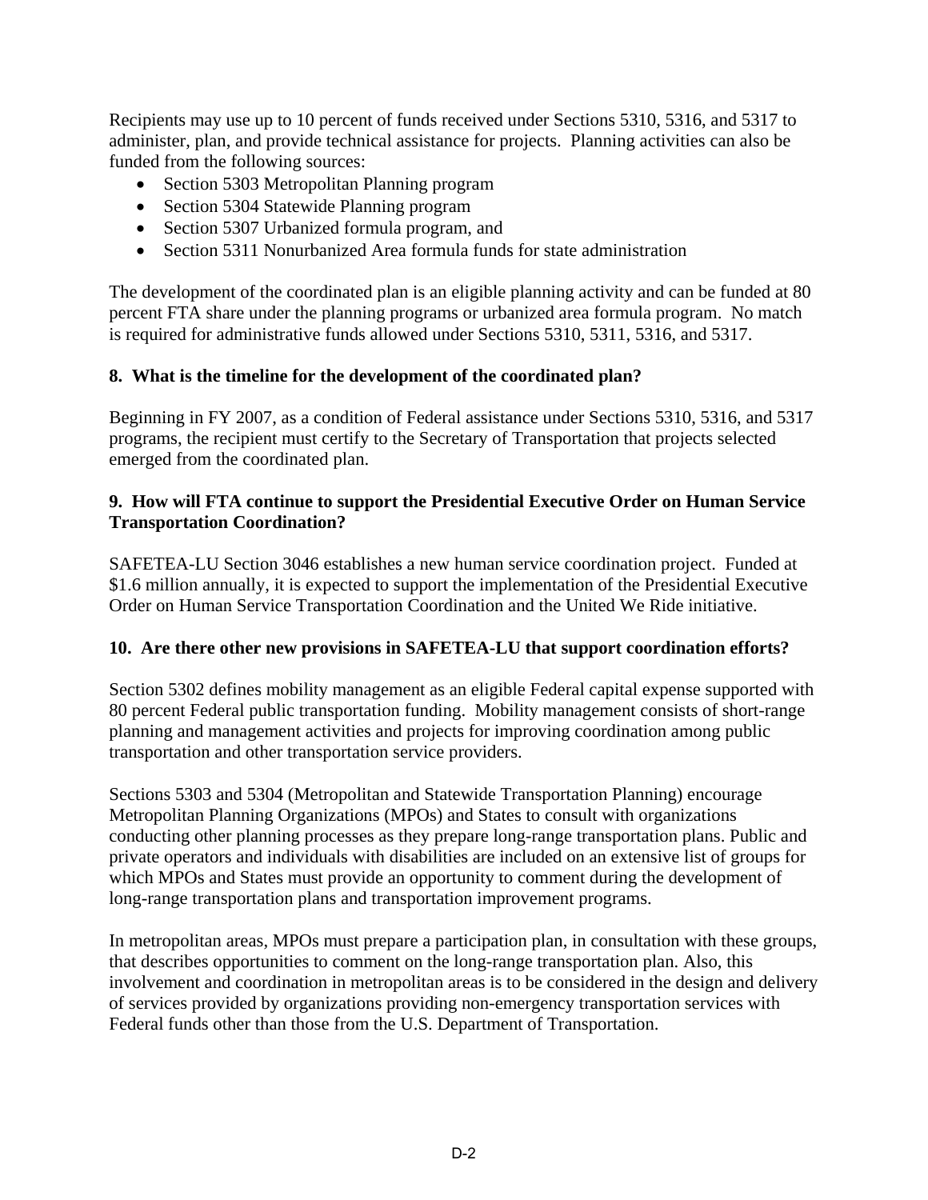Recipients may use up to 10 percent of funds received under Sections 5310, 5316, and 5317 to administer, plan, and provide technical assistance for projects. Planning activities can also be funded from the following sources:

- Section 5303 Metropolitan Planning program
- Section 5304 Statewide Planning program
- Section 5307 Urbanized formula program, and
- Section 5311 Nonurbanized Area formula funds for state administration

The development of the coordinated plan is an eligible planning activity and can be funded at 80 percent FTA share under the planning programs or urbanized area formula program. No match is required for administrative funds allowed under Sections 5310, 5311, 5316, and 5317.

**8. What is the timeline for the development of the coordinated plan?**

Beginning in FY 2007, as a condition of Federal assistance under Sections 5310, 5316, and 5317 programs, the recipient must certify to the Secretary of Transportation that projects selected emerged from the coordinated plan.

**9. How will FTA continue to support the Presidential Executive Order on Human Service Transportation Coordination?**

SAFETEA-LU Section 3046 establishes a new human service coordination project. Funded at $1.6 million annually, it is expected to support the implementation of the Presidential Executive Order on Human Service Transportation Coordination and the United We Ride initiative.

**10. Are there other new provisions in SAFETEA-LU that support coordination efforts?**

Section 5302 defines mobility management as an eligible Federal capital expense supported with 80 percent Federal public transportation funding. Mobility management consists of short-range planning and management activities and projects for improving coordination among public transportation and other transportation service providers.

Sections 5303 and 5304 (Metropolitan and Statewide Transportation Planning) encourage Metropolitan Planning Organizations (MPOs) and States to consult with organizations conducting other planning processes as they prepare long-range transportation plans. Public and private operators and individuals with disabilities are included on an extensive list of groups for which MPOs and States must provide an opportunity to comment during the development of long-range transportation plans and transportation improvement programs.

In metropolitan areas, MPOs must prepare a participation plan, in consultation with these groups, that describes opportunities to comment on the long-range transportation plan. Also, this involvement and coordination in metropolitan areas is to be considered in the design and delivery of services provided by organizations providing non-emergency transportation services with Federal funds other than those from the U.S. Department of Transportation.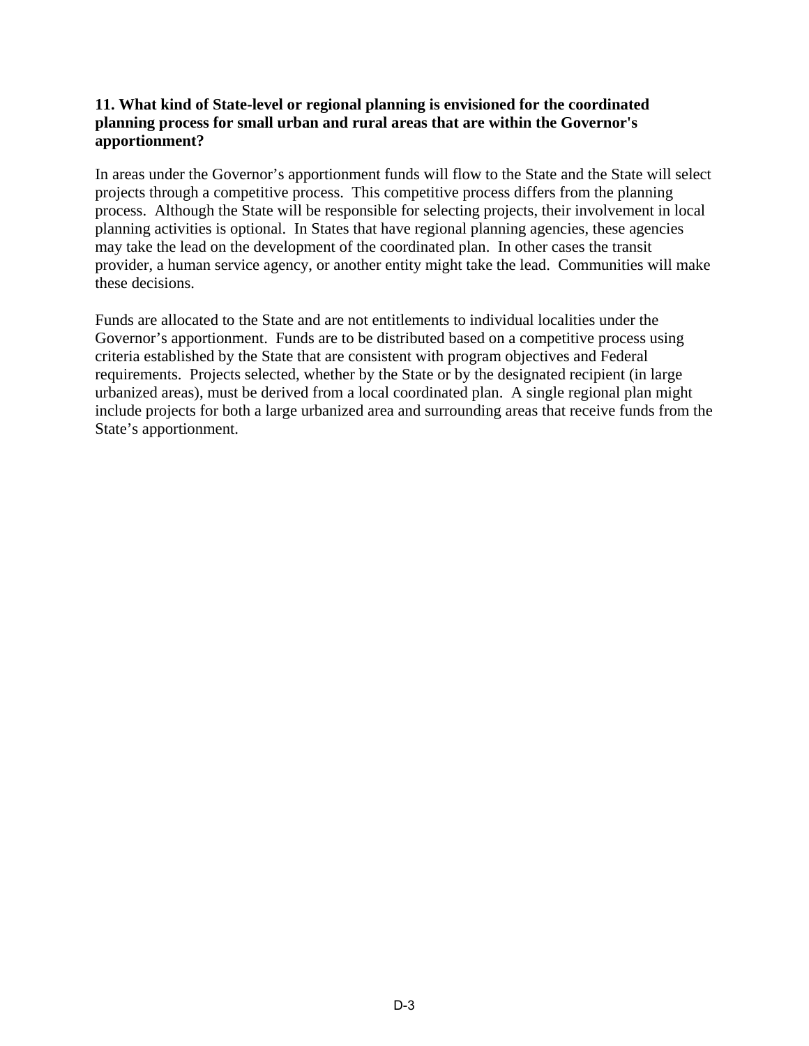**11. What kind of State-level or regional planning is envisioned for the coordinated planning process for small urban and rural areas that are within the Governor's apportionment?**

In areas under the Governor's apportionment funds will flow to the State and the State will select projects through a competitive process. This competitive process differs from the planning process. Although the State will be responsible for selecting projects, their involvement in local planning activities is optional. In States that have regional planning agencies, these agencies may take the lead on the development of the coordinated plan. In other cases the transit provider, a human service agency, or another entity might take the lead. Communities will make these decisions.

Funds are allocated to the State and are not entitlements to individual localities under the Governor's apportionment. Funds are to be distributed based on a competitive process using criteria established by the State that are consistent with program objectives and Federal requirements. Projects selected, whether by the State or by the designated recipient (in large urbanized areas), must be derived from a local coordinated plan. A single regional plan might include projects for both a large urbanized area and surrounding areas that receive funds from the State's apportionment.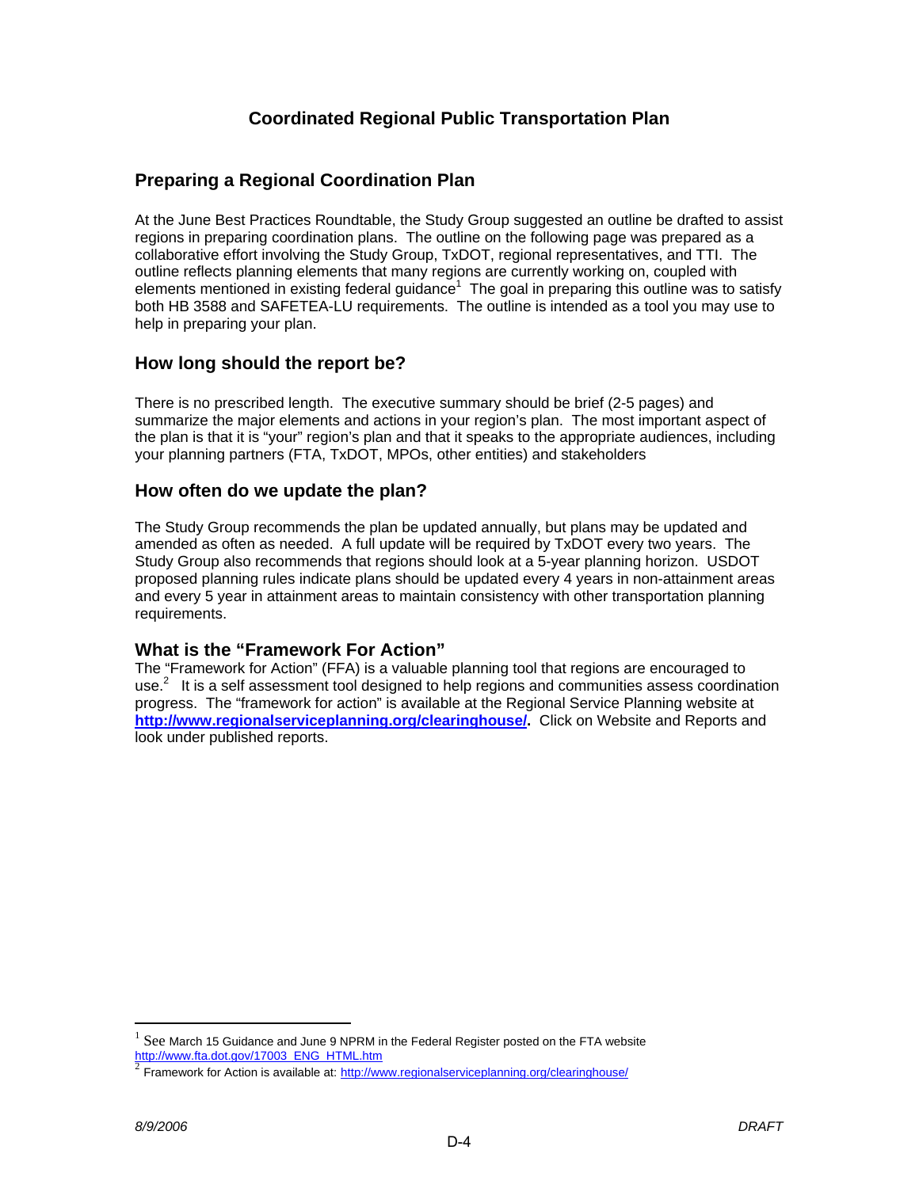## Coordinated Regional Public Transportation Plan

### Preparing a Regional Coordination Plan

At the June Best Practices Roundtable, the Study Group suggested an outline be drafted to assist regions in preparing coordination plans. The outline on the following page was prepared as a collaborative effort involving the Study Group, TxDOT, regional representatives, and TTI. The outline reflects planning elements that many regions are currently working on, coupled with elements mentioned in existing federal guidance[1] The goal in preparing this outline was to satisfy both HB 3588 and SAFETEA-LU requirements. The outline is intended as a tool you may use to help in preparing your plan.

### How long should the report be?

There is no prescribed length. The executive summary should be brief (2-5 pages) and summarize the major elements and actions in your region's plan. The most important aspect of the plan is that it is "your" region's plan and that it speaks to the appropriate audiences, including your planning partners (FTA, TxDOT, MPOs, other entities) and stakeholders

### How often do we update the plan?

The Study Group recommends the plan be updated annually, but plans may be updated and amended as often as needed. A full update will be required by TxDOT every two years. The Study Group also recommends that regions should look at a 5-year planning horizon. USDOT proposed planning rules indicate plans should be updated every 4 years in non-attainment areas and every 5 year in attainment areas to maintain consistency with other transportation planning requirements.

### What is the "Framework For Action"

The "Framework for Action" (FFA) is a valuable planning tool that regions are encouraged to use.[2] It is a self assessment tool designed to help regions and communities assess coordination progress. The "framework for action" is available at the Regional Service Planning website at **http://www.regionalserviceplanning.org/clearinghouse/.** Click on Website and Reports and look under published reports.

---

[1] See March 15 Guidance and June 9 NPRM in the Federal Register posted on the FTA website http://www.fta.dot.gov/17003_ENG_HTML.htm

[2] Framework for Action is available at: http://www.regionalserviceplanning.org/clearinghouse/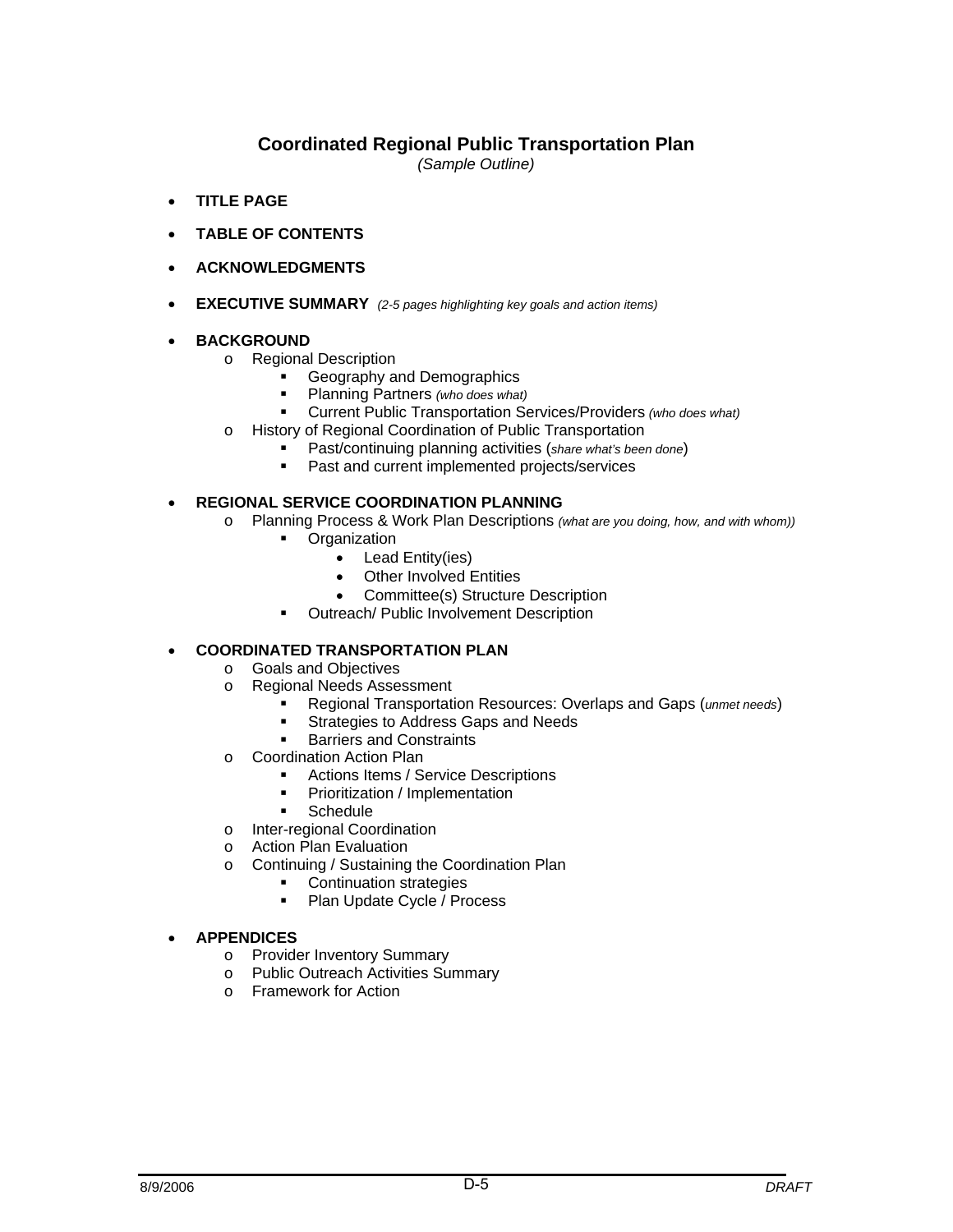# Coordinated Regional Public Transportation Plan

*(Sample Outline)*

- **TITLE PAGE**
- **TABLE OF CONTENTS**
- **ACKNOWLEDGMENTS**
- **EXECUTIVE SUMMARY** *(2-5 pages highlighting key goals and action items)*
- **BACKGROUND**
  - Regional Description
    - Geography and Demographics
    - Planning Partners *(who does what)*
    - Current Public Transportation Services/Providers *(who does what)*
  - History of Regional Coordination of Public Transportation
    - Past/continuing planning activities (*share what's been done*)
    - Past and current implemented projects/services
- **REGIONAL SERVICE COORDINATION PLANNING**
  - Planning Process & Work Plan Descriptions *(what are you doing, how, and with whom))*
    - Organization
      - Lead Entity(ies)
      - Other Involved Entities
      - Committee(s) Structure Description
    - Outreach/ Public Involvement Description
- **COORDINATED TRANSPORTATION PLAN**
  - Goals and Objectives
  - Regional Needs Assessment
    - Regional Transportation Resources: Overlaps and Gaps (*unmet needs*)
    - Strategies to Address Gaps and Needs
    - Barriers and Constraints
  - Coordination Action Plan
    - Actions Items / Service Descriptions
    - Prioritization / Implementation
    - Schedule
  - Inter-regional Coordination
  - Action Plan Evaluation
  - Continuing / Sustaining the Coordination Plan
    - Continuation strategies
    - Plan Update Cycle / Process
- **APPENDICES**
  - Provider Inventory Summary
  - Public Outreach Activities Summary
  - Framework for Action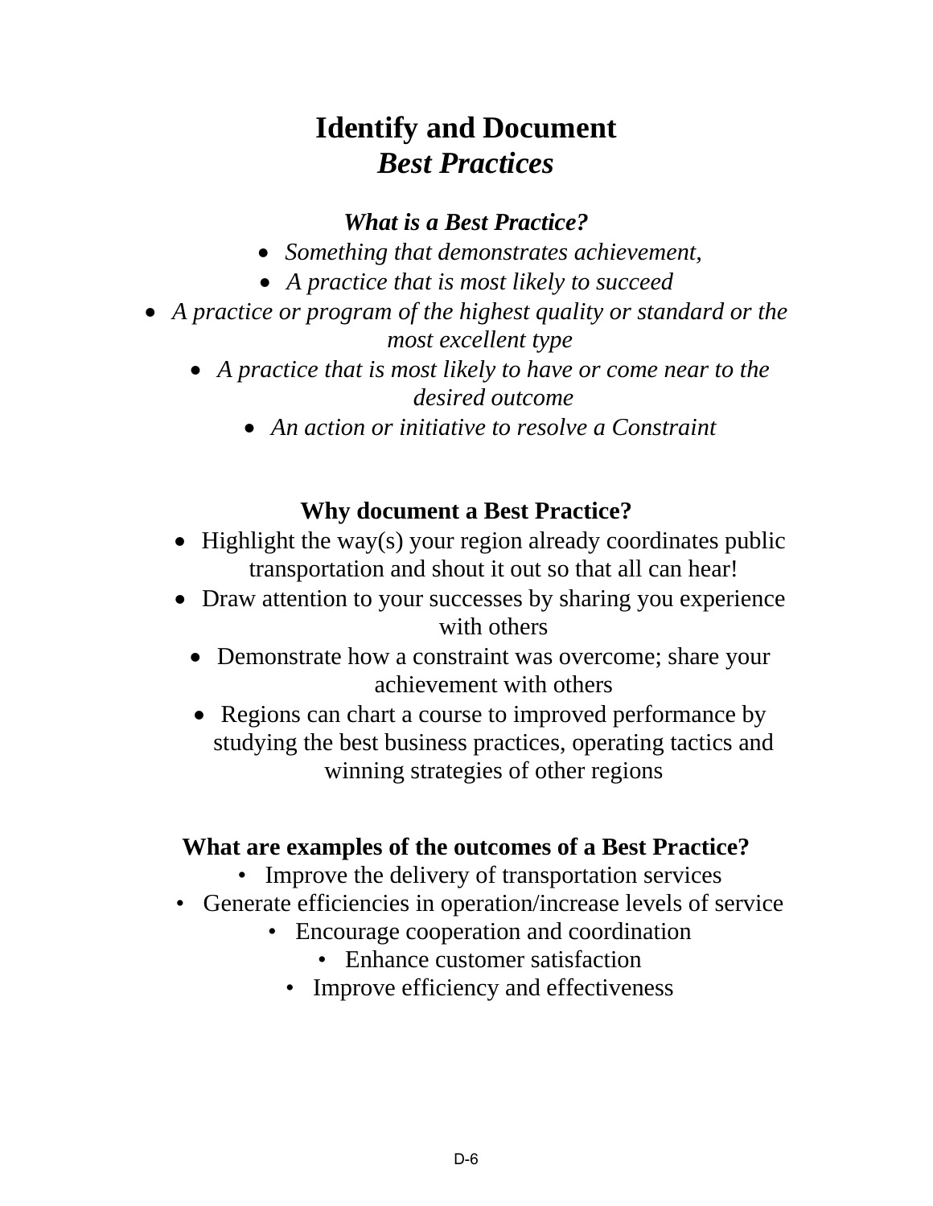# Identify and Document
# *Best Practices*

### *What is a Best Practice?*

- *Something that demonstrates achievement,*
- *A practice that is most likely to succeed*
- *A practice or program of the highest quality or standard or the most excellent type*
- *A practice that is most likely to have or come near to the desired outcome*
- *An action or initiative to resolve a Constraint*

### Why document a Best Practice?

- Highlight the way(s) your region already coordinates public transportation and shout it out so that all can hear!
- Draw attention to your successes by sharing you experience with others
- Demonstrate how a constraint was overcome; share your achievement with others
- Regions can chart a course to improved performance by studying the best business practices, operating tactics and winning strategies of other regions

### What are examples of the outcomes of a Best Practice?

- Improve the delivery of transportation services
- Generate efficiencies in operation/increase levels of service
- Encourage cooperation and coordination
- Enhance customer satisfaction
- Improve efficiency and effectiveness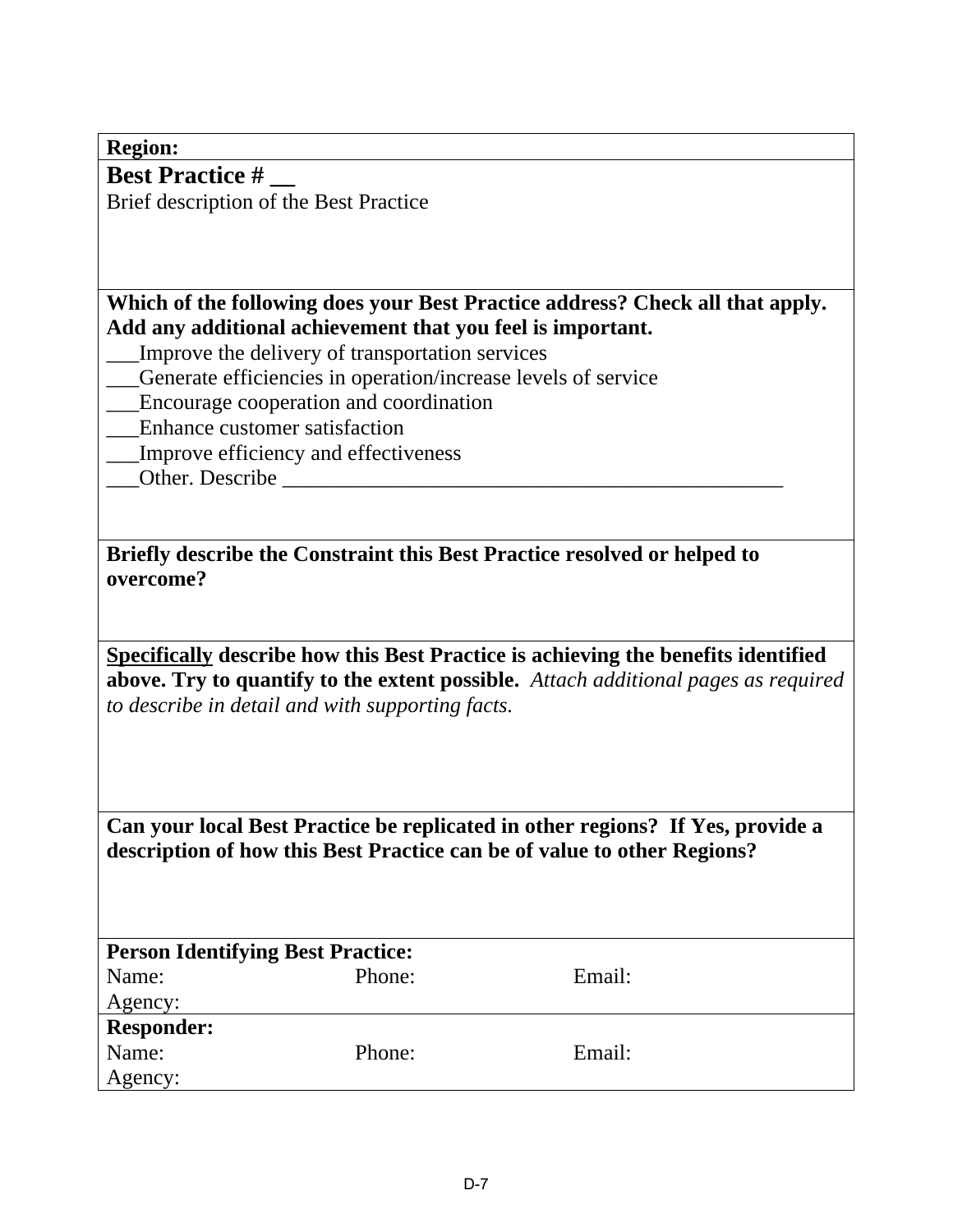**Region:**

**Best Practice # __**

Brief description of the Best Practice

**Which of the following does your Best Practice address? Check all that apply. Add any additional achievement that you feel is important.**

___Improve the delivery of transportation services
___Generate efficiencies in operation/increase levels of service
___Encourage cooperation and coordination
___Enhance customer satisfaction
___Improve efficiency and effectiveness
___Other. Describe _______________________________________________

**Briefly describe the Constraint this Best Practice resolved or helped to overcome?**

**<u>Specifically</u> describe how this Best Practice is achieving the benefits identified above. Try to quantify to the extent possible.** *Attach additional pages as required to describe in detail and with supporting facts.*

**Can your local Best Practice be replicated in other regions? If Yes, provide a description of how this Best Practice can be of value to other Regions?**

**Person Identifying Best Practice:**

Name: Phone: Email:
Agency:

**Responder:**

Name: Phone: Email:
Agency: